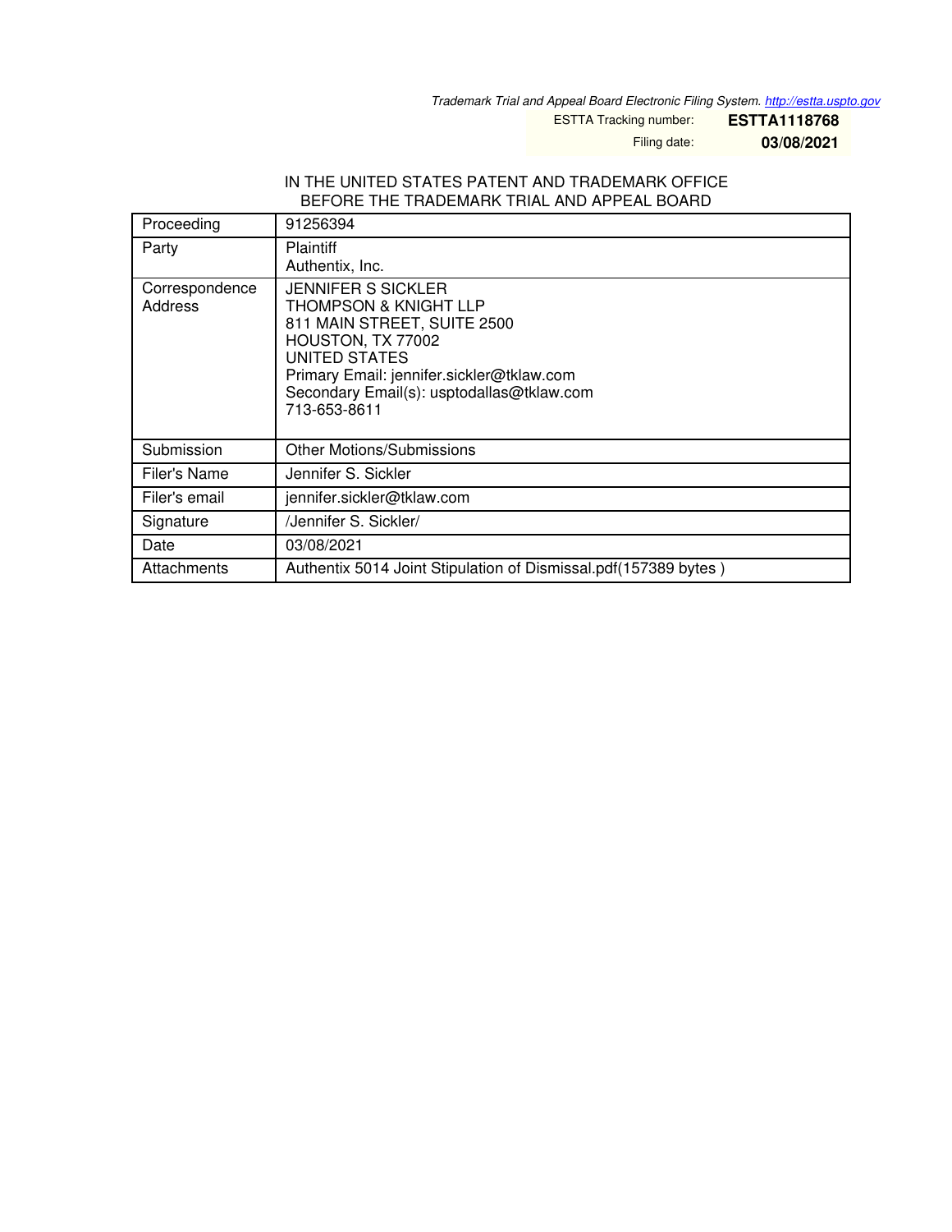*Trademark Trial and Appeal Board Electronic Filing System. http://estta.uspto.gov*

ESTTA Tracking number: **ESTTA1118768**

Filing date: **03/08/2021**

IN THE UNITED STATES PATENT AND TRADEMARK OFFICE
BEFORE THE TRADEMARK TRIAL AND APPEAL BOARD

| | |
|---|---|
| Proceeding | 91256394 |
| Party | Plaintiff<br>Authentix, Inc. |
| Correspondence Address | JENNIFER S SICKLER<br>THOMPSON & KNIGHT LLP<br>811 MAIN STREET, SUITE 2500<br>HOUSTON, TX 77002<br>UNITED STATES<br>Primary Email: jennifer.sickler@tklaw.com<br>Secondary Email(s): usptodallas@tklaw.com<br>713-653-8611 |
| Submission | Other Motions/Submissions |
| Filer's Name | Jennifer S. Sickler |
| Filer's email | jennifer.sickler@tklaw.com |
| Signature | /Jennifer S. Sickler/ |
| Date | 03/08/2021 |
| Attachments | Authentix 5014 Joint Stipulation of Dismissal.pdf(157389 bytes ) |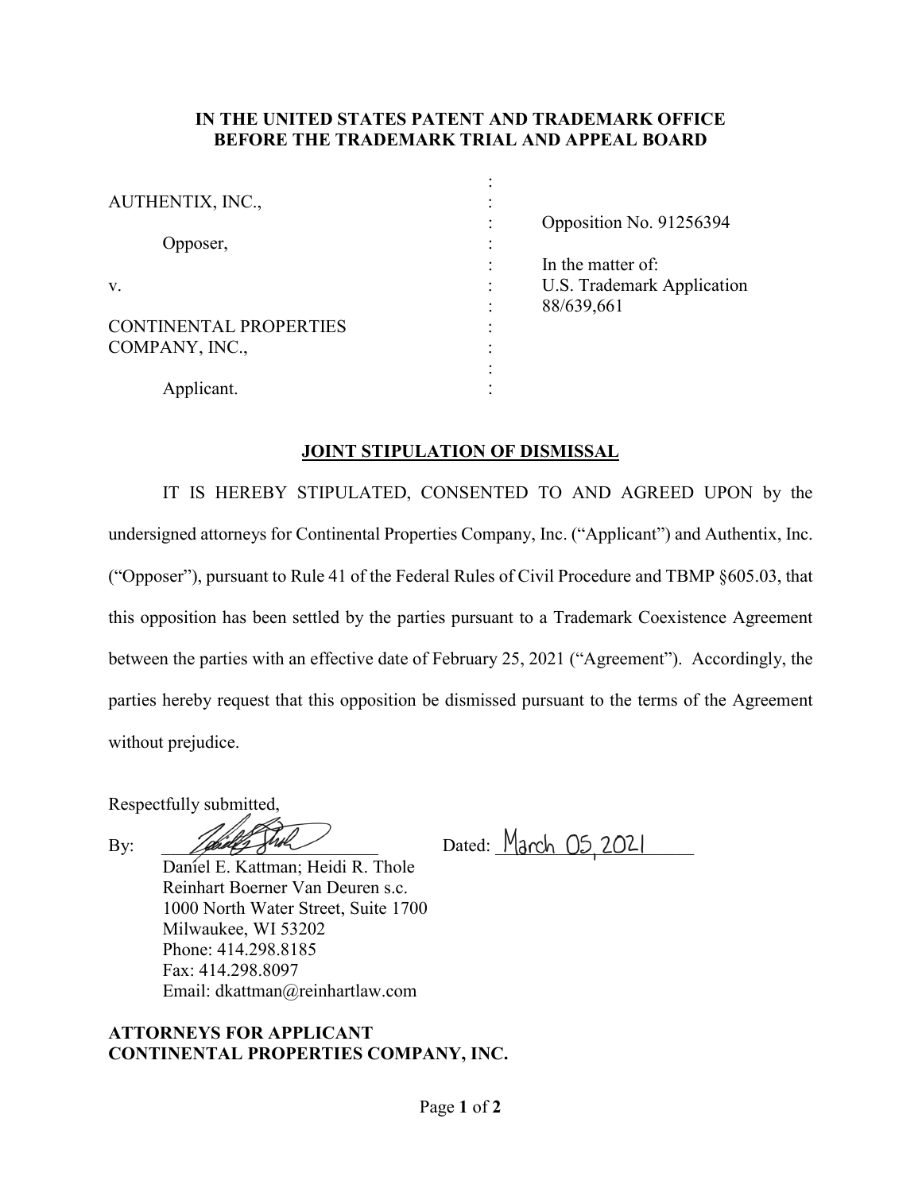**IN THE UNITED STATES PATENT AND TRADEMARK OFFICE**
**BEFORE THE TRADEMARK TRIAL AND APPEAL BOARD**

| | | |
|---|---|---|
| AUTHENTIX, INC., | : | |
| Opposer, | : | Opposition No. 91256394 |
| v. | : | In the matter of: U.S. Trademark Application 88/639,661 |
| CONTINENTAL PROPERTIES COMPANY, INC., | : | |
| Applicant. | : | |

**JOINT STIPULATION OF DISMISSAL**

IT IS HEREBY STIPULATED, CONSENTED TO AND AGREED UPON by the undersigned attorneys for Continental Properties Company, Inc. ("Applicant") and Authentix, Inc. ("Opposer"), pursuant to Rule 41 of the Federal Rules of Civil Procedure and TBMP §605.03, that this opposition has been settled by the parties pursuant to a Trademark Coexistence Agreement between the parties with an effective date of February 25, 2021 ("Agreement"). Accordingly, the parties hereby request that this opposition be dismissed pursuant to the terms of the Agreement without prejudice.

Respectfully submitted,

By: ______________________ Dated: March 05, 2021

Daniel E. Kattman; Heidi R. Thole
Reinhart Boerner Van Deuren s.c.
1000 North Water Street, Suite 1700
Milwaukee, WI 53202
Phone: 414.298.8185
Fax: 414.298.8097
Email: dkattman@reinhartlaw.com

**ATTORNEYS FOR APPLICANT**
**CONTINENTAL PROPERTIES COMPANY, INC.**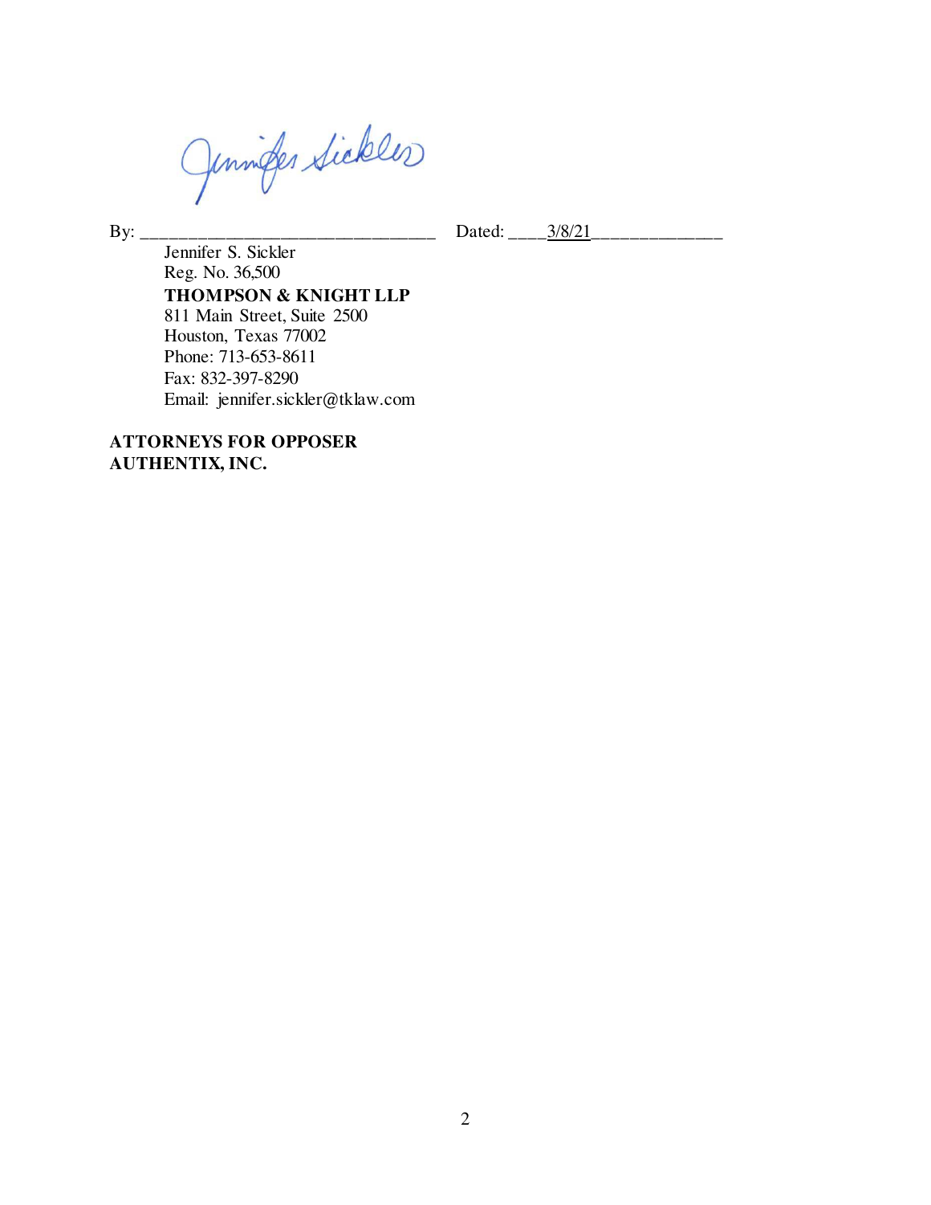By: \_\_\_\_\_\_\_\_\_\_\_\_\_\_\_\_\_\_\_\_\_\_\_\_\_\_\_\_\_\_\_\_ Dated: \_\_\_\_3/8/21\_\_\_\_\_\_\_\_\_\_\_\_\_\_

Jennifer S. Sickler
Reg. No. 36,500
**THOMPSON & KNIGHT LLP**
811 Main Street, Suite 2500
Houston, Texas 77002
Phone: 713-653-8611
Fax: 832-397-8290
Email: jennifer.sickler@tklaw.com

**ATTORNEYS FOR OPPOSER**
**AUTHENTIX, INC.**